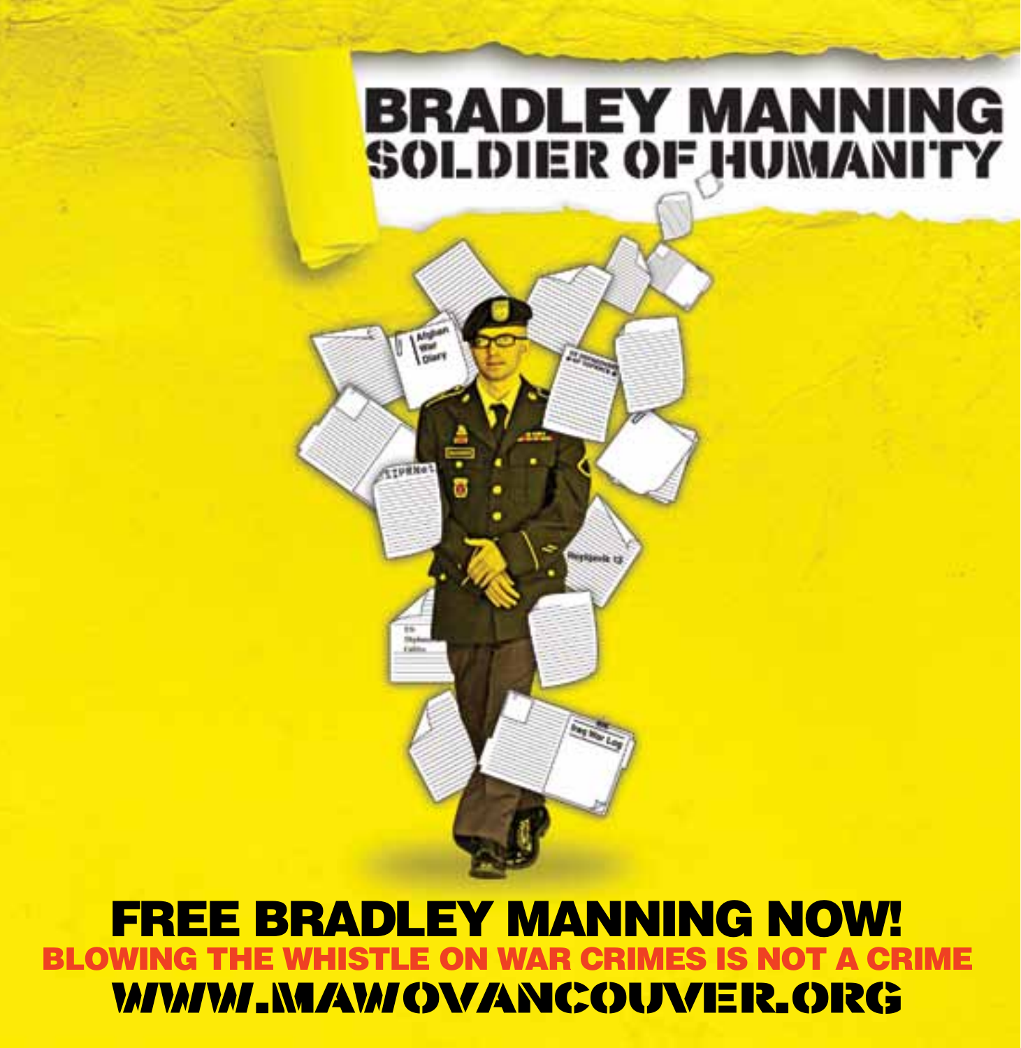# BRADLEY MANNING
## SOLDIER OF HUMANITY

# FREE BRADLEY MANNING NOW!

**BLOWING THE WHISTLE ON WAR CRIMES IS NOT A CRIME**

**WWW.MAWOVANCOUVER.ORG**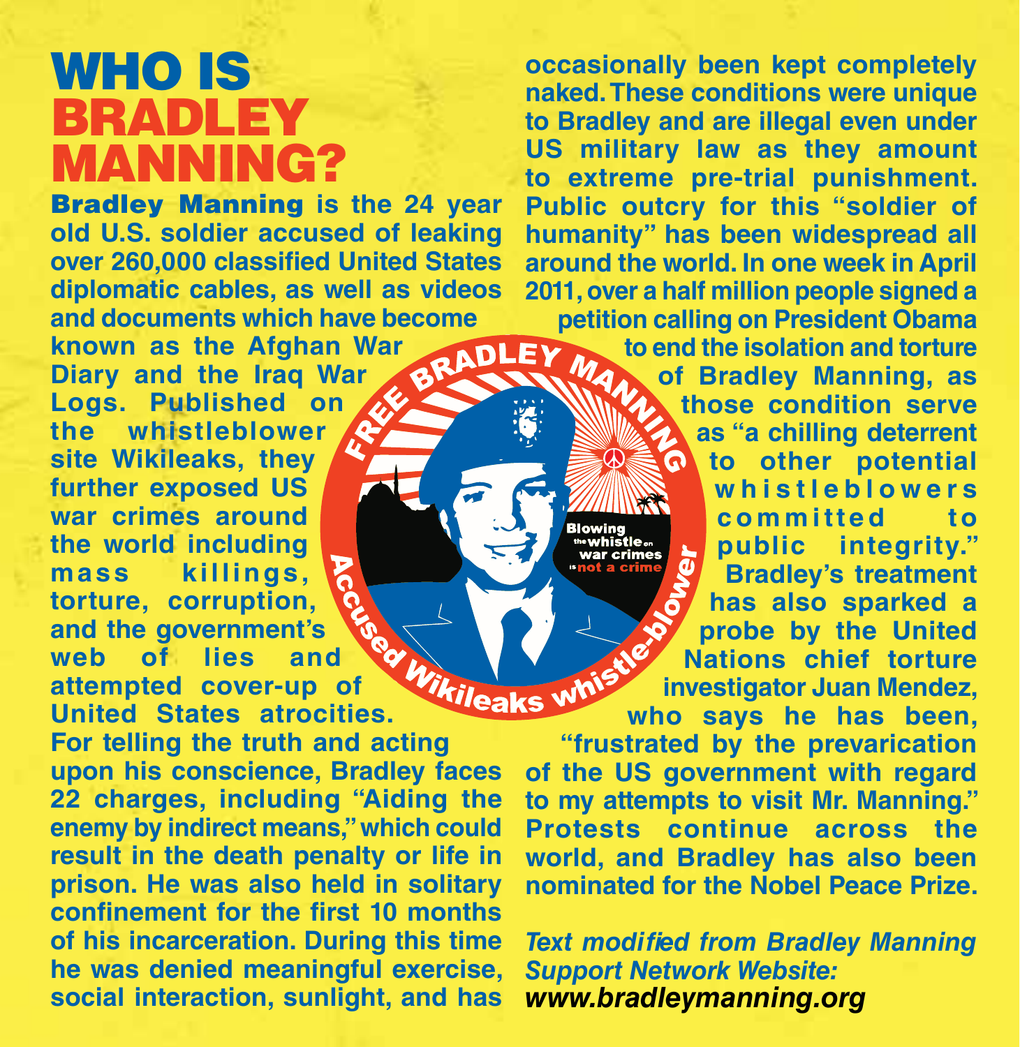# WHO IS BRADLEY MANNING?

**Bradley Manning** is the 24 year old U.S. soldier accused of leaking over 260,000 classified United States diplomatic cables, as well as videos and documents which have become known as the Afghan War Diary and the Iraq War Logs. Published on the whistleblower site Wikileaks, they further exposed US war crimes around the world including mass killings, torture, corruption, and the government's web of lies and attempted cover-up of United States atrocities. For telling the truth and acting upon his conscience, Bradley faces 22 charges, including "Aiding the enemy by indirect means," which could result in the death penalty or life in prison. He was also held in solitary confinement for the first 10 months of his incarceration. During this time he was denied meaningful exercise, social interaction, sunlight, and has occasionally been kept completely naked. These conditions were unique to Bradley and are illegal even under US military law as they amount to extreme pre-trial punishment. Public outcry for this "soldier of humanity" has been widespread all around the world. In one week in April 2011, over a half million people signed a petition calling on President Obama to end the isolation and torture of Bradley Manning, as those condition serve as "a chilling deterrent to other potential whistleblowers committed to public integrity." Bradley's treatment has also sparked a probe by the United Nations chief torture investigator Juan Mendez, who says he has been, "frustrated by the prevarication of the US government with regard to my attempts to visit Mr. Manning." Protests continue across the world, and Bradley has also been nominated for the Nobel Peace Prize.

FREE BRADLEY MANNING

Accused Wikileaks whistle-blower

Blowing the whistle on war crimes is not a crime

*Text modified from Bradley Manning Support Network Website:*
***www.bradleymanning.org***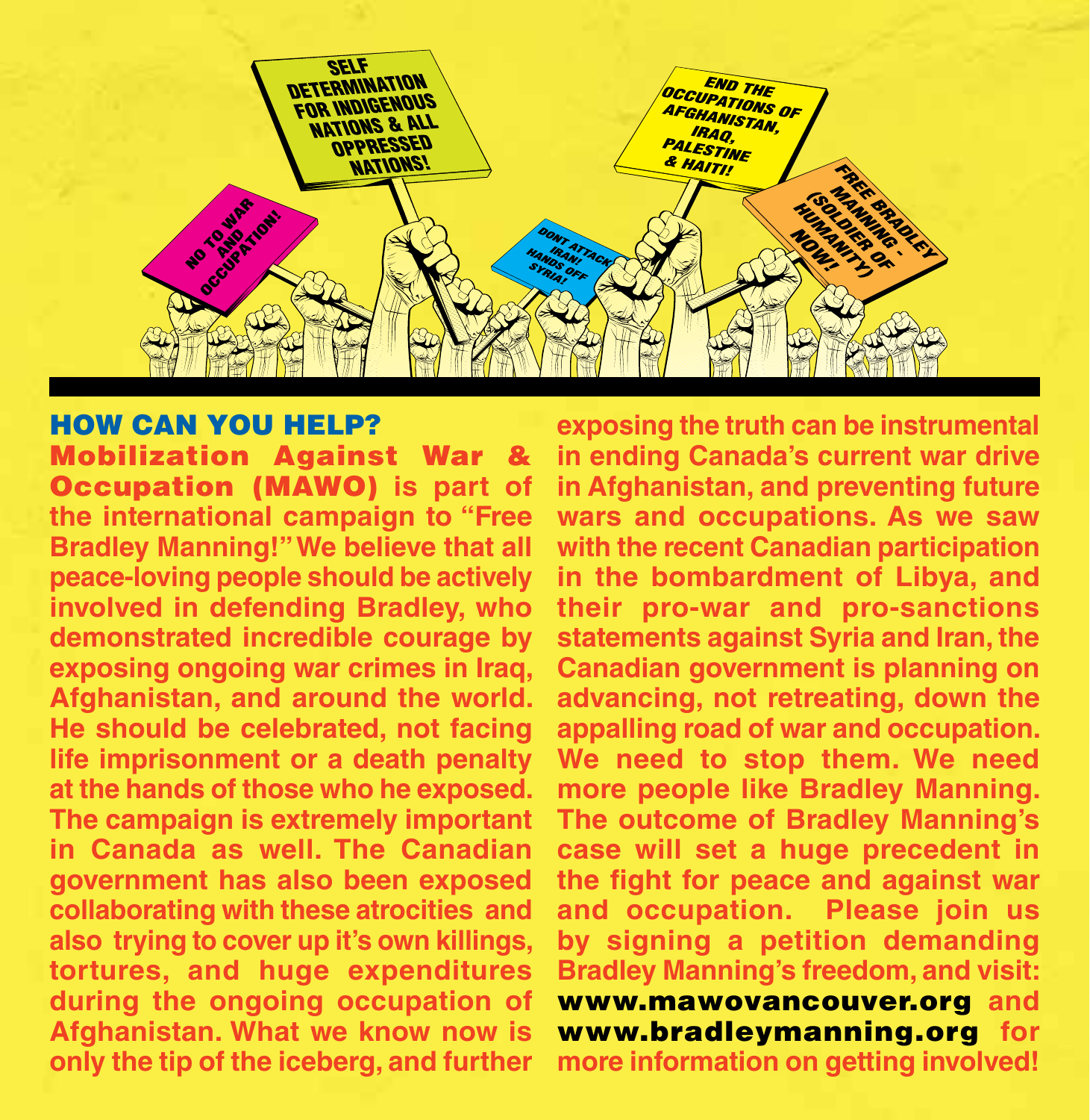## HOW CAN YOU HELP?

**Mobilization Against War & Occupation (MAWO)** is part of the international campaign to "Free Bradley Manning!" We believe that all peace-loving people should be actively involved in defending Bradley, who demonstrated incredible courage by exposing ongoing war crimes in Iraq, Afghanistan, and around the world. He should be celebrated, not facing life imprisonment or a death penalty at the hands of those who he exposed. The campaign is extremely important in Canada as well. The Canadian government has also been exposed collaborating with these atrocities and also trying to cover up it's own killings, tortures, and huge expenditures during the ongoing occupation of Afghanistan. What we know now is only the tip of the iceberg, and further exposing the truth can be instrumental in ending Canada's current war drive in Afghanistan, and preventing future wars and occupations. As we saw with the recent Canadian participation in the bombardment of Libya, and their pro-war and pro-sanctions statements against Syria and Iran, the Canadian government is planning on advancing, not retreating, down the appalling road of war and occupation. We need to stop them. We need more people like Bradley Manning. The outcome of Bradley Manning's case will set a huge precedent in the fight for peace and against war and occupation. Please join us by signing a petition demanding Bradley Manning's freedom, and visit: **www.mawovancouver.org** and **www.bradleymanning.org** for more information on getting involved!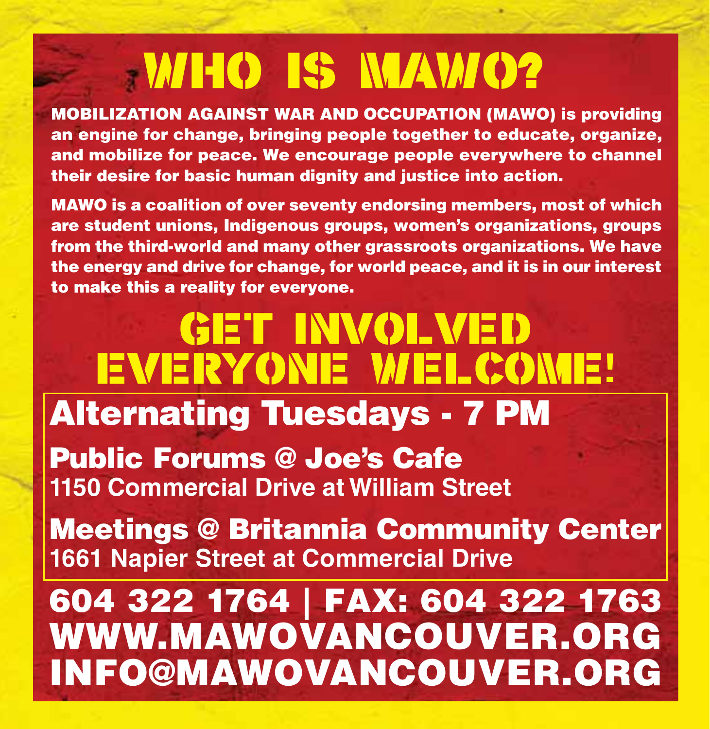# WHO IS MAWO?

**MOBILIZATION AGAINST WAR AND OCCUPATION (MAWO) is providing an engine for change, bringing people together to educate, organize, and mobilize for peace. We encourage people everywhere to channel their desire for basic human dignity and justice into action.**

**MAWO is a coalition of over seventy endorsing members, most of which are student unions, Indigenous groups, women's organizations, groups from the third-world and many other grassroots organizations. We have the energy and drive for change, for world peace, and it is in our interest to make this a reality for everyone.**

# GET INVOLVED EVERYONE WELCOME!

## Alternating Tuesdays - 7 PM

### Public Forums @ Joe's Cafe

1150 Commercial Drive at William Street

### Meetings @ Britannia Community Center

1661 Napier Street at Commercial Drive

**604 322 1764 | FAX: 604 322 1763**

**WWW.MAWOVANCOUVER.ORG**

**INFO@MAWOVANCOUVER.ORG**